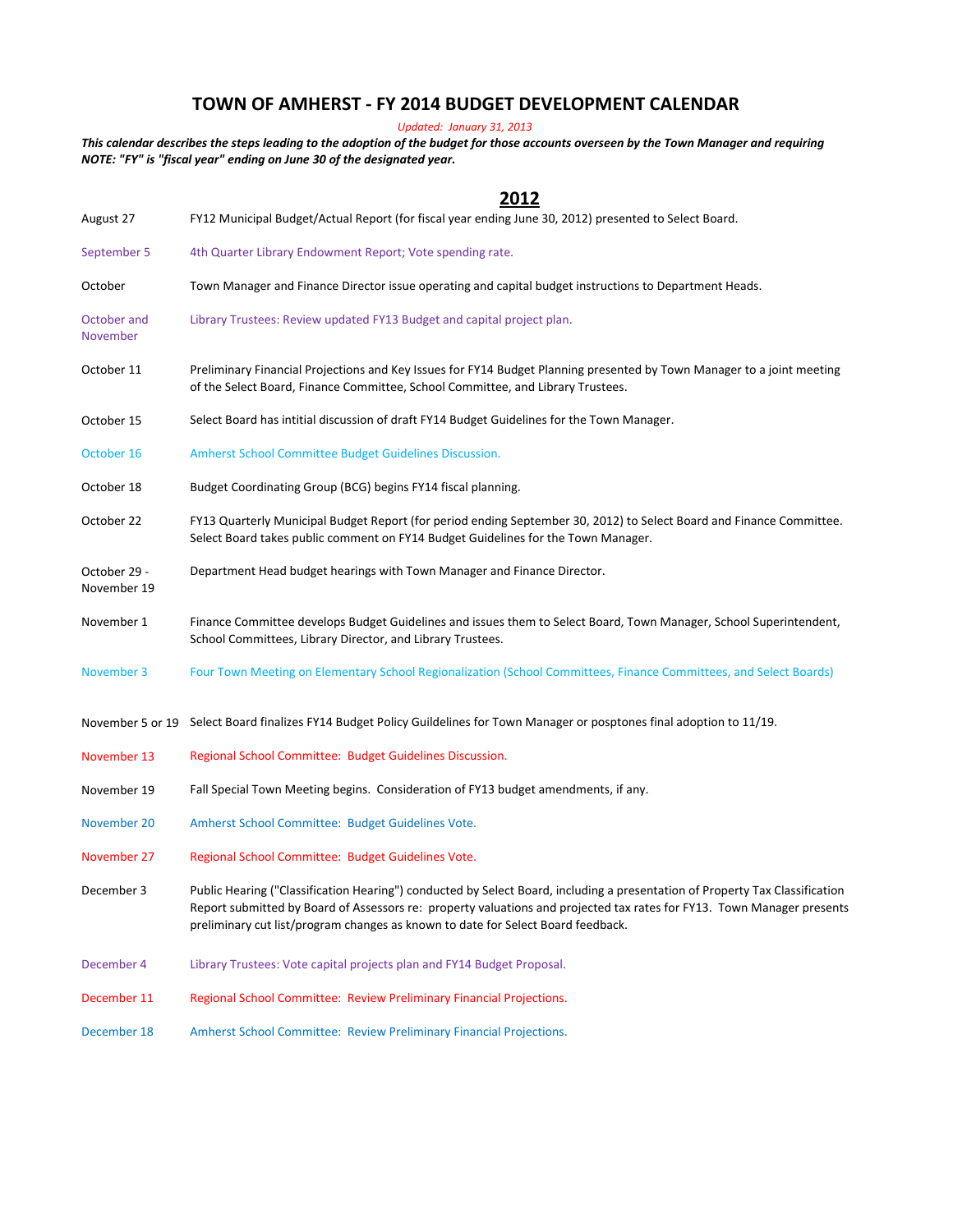# TOWN OF AMHERST - FY 2014 BUDGET DEVELOPMENT CALENDAR

*Updated: January 31, 2013*

***This calendar describes the steps leading to the adoption of the budget for those accounts overseen by the Town Manager and requiring NOTE: "FY" is "fiscal year" ending on June 30 of the designated year.***

## 2012

| Date | Event |
|---|---|
| August 27 | FY12 Municipal Budget/Actual Report (for fiscal year ending June 30, 2012) presented to Select Board. |
| September 5 | 4th Quarter Library Endowment Report; Vote spending rate. |
| October | Town Manager and Finance Director issue operating and capital budget instructions to Department Heads. |
| October and November | Library Trustees: Review updated FY13 Budget and capital project plan. |
| October 11 | Preliminary Financial Projections and Key Issues for FY14 Budget Planning presented by Town Manager to a joint meeting of the Select Board, Finance Committee, School Committee, and Library Trustees. |
| October 15 | Select Board has intitial discussion of draft FY14 Budget Guidelines for the Town Manager. |
| October 16 | Amherst School Committee Budget Guidelines Discussion. |
| October 18 | Budget Coordinating Group (BCG) begins FY14 fiscal planning. |
| October 22 | FY13 Quarterly Municipal Budget Report (for period ending September 30, 2012) to Select Board and Finance Committee. Select Board takes public comment on FY14 Budget Guidelines for the Town Manager. |
| October 29 - November 19 | Department Head budget hearings with Town Manager and Finance Director. |
| November 1 | Finance Committee develops Budget Guidelines and issues them to Select Board, Town Manager, School Superintendent, School Committees, Library Director, and Library Trustees. |
| November 3 | Four Town Meeting on Elementary School Regionalization (School Committees, Finance Committees, and Select Boards) |
| November 5 or 19 | Select Board finalizes FY14 Budget Policy Guildelines for Town Manager or posptones final adoption to 11/19. |
| November 13 | Regional School Committee: Budget Guidelines Discussion. |
| November 19 | Fall Special Town Meeting begins. Consideration of FY13 budget amendments, if any. |
| November 20 | Amherst School Committee: Budget Guidelines Vote. |
| November 27 | Regional School Committee: Budget Guidelines Vote. |
| December 3 | Public Hearing ("Classification Hearing") conducted by Select Board, including a presentation of Property Tax Classification Report submitted by Board of Assessors re: property valuations and projected tax rates for FY13. Town Manager presents preliminary cut list/program changes as known to date for Select Board feedback. |
| December 4 | Library Trustees: Vote capital projects plan and FY14 Budget Proposal. |
| December 11 | Regional School Committee: Review Preliminary Financial Projections. |
| December 18 | Amherst School Committee: Review Preliminary Financial Projections. |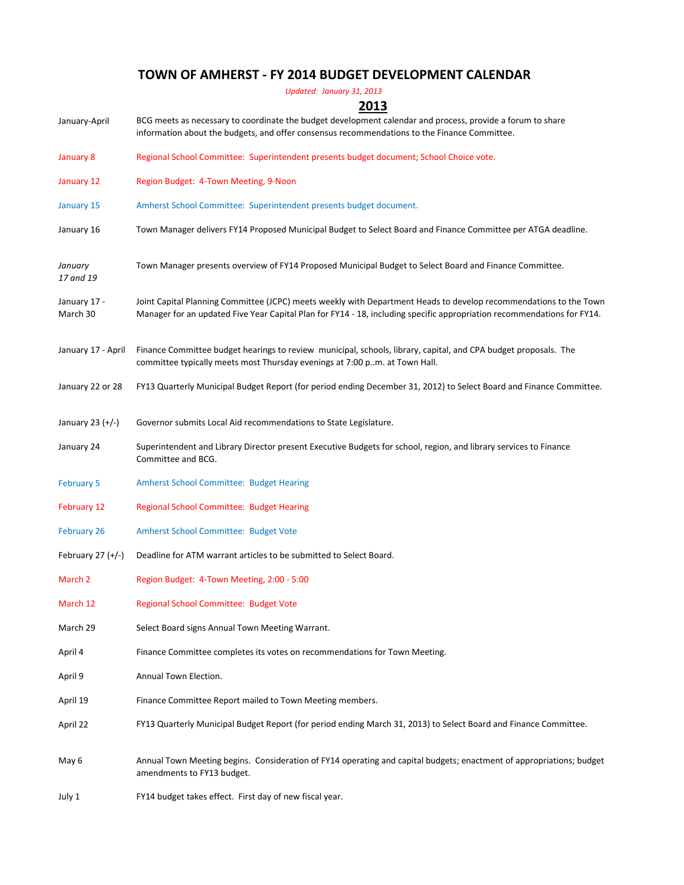# TOWN OF AMHERST - FY 2014 BUDGET DEVELOPMENT CALENDAR

*Updated: January 31, 2013*

## 2013

| | |
|---|---|
| January-April | BCG meets as necessary to coordinate the budget development calendar and process, provide a forum to share information about the budgets, and offer consensus recommendations to the Finance Committee. |
| January 8 | Regional School Committee: Superintendent presents budget document; School Choice vote. |
| January 12 | Region Budget: 4-Town Meeting, 9-Noon |
| January 15 | Amherst School Committee: Superintendent presents budget document. |
| January 16 | Town Manager delivers FY14 Proposed Municipal Budget to Select Board and Finance Committee per ATGA deadline. |
| *January 17 and 19* | Town Manager presents overview of FY14 Proposed Municipal Budget to Select Board and Finance Committee. |
| January 17 - March 30 | Joint Capital Planning Committee (JCPC) meets weekly with Department Heads to develop recommendations to the Town Manager for an updated Five Year Capital Plan for FY14 - 18, including specific appropriation recommendations for FY14. |
| January 17 - April | Finance Committee budget hearings to review municipal, schools, library, capital, and CPA budget proposals. The committee typically meets most Thursday evenings at 7:00 p..m. at Town Hall. |
| January 22 or 28 | FY13 Quarterly Municipal Budget Report (for period ending December 31, 2012) to Select Board and Finance Committee. |
| January 23 (+/-) | Governor submits Local Aid recommendations to State Legislature. |
| January 24 | Superintendent and Library Director present Executive Budgets for school, region, and library services to Finance Committee and BCG. |
| February 5 | Amherst School Committee: Budget Hearing |
| February 12 | Regional School Committee: Budget Hearing |
| February 26 | Amherst School Committee: Budget Vote |
| February 27 (+/-) | Deadline for ATM warrant articles to be submitted to Select Board. |
| March 2 | Region Budget: 4-Town Meeting, 2:00 - 5:00 |
| March 12 | Regional School Committee: Budget Vote |
| March 29 | Select Board signs Annual Town Meeting Warrant. |
| April 4 | Finance Committee completes its votes on recommendations for Town Meeting. |
| April 9 | Annual Town Election. |
| April 19 | Finance Committee Report mailed to Town Meeting members. |
| April 22 | FY13 Quarterly Municipal Budget Report (for period ending March 31, 2013) to Select Board and Finance Committee. |
| May 6 | Annual Town Meeting begins. Consideration of FY14 operating and capital budgets; enactment of appropriations; budget amendments to FY13 budget. |
| July 1 | FY14 budget takes effect. First day of new fiscal year. |